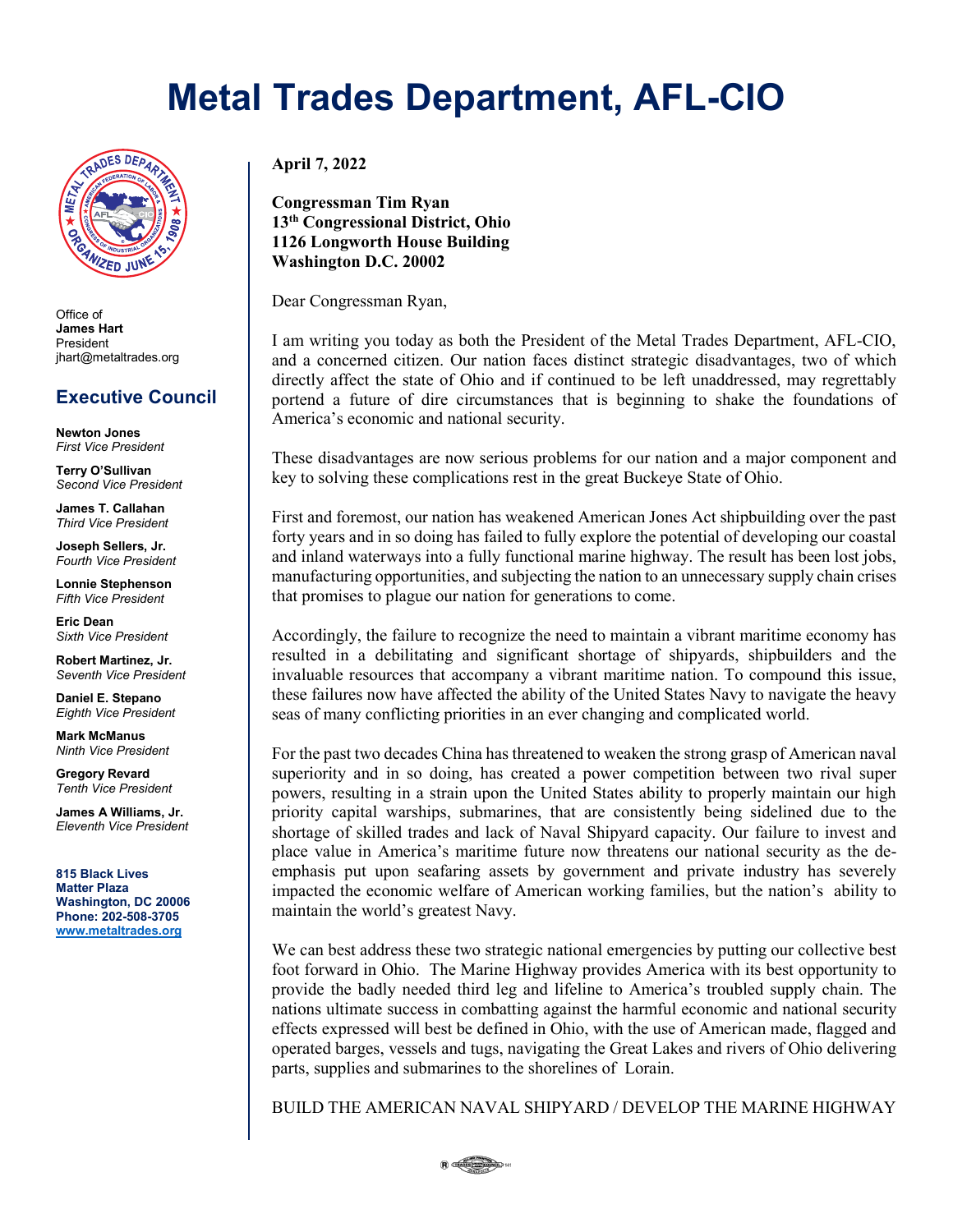# Metal Trades Department, AFL-CIO

Office of
**James Hart**
President
jhart@metaltrades.org

## Executive Council

**Newton Jones**
*First Vice President*

**Terry O'Sullivan**
*Second Vice President*

**James T. Callahan**
*Third Vice President*

**Joseph Sellers, Jr.**
*Fourth Vice President*

**Lonnie Stephenson**
*Fifth Vice President*

**Eric Dean**
*Sixth Vice President*

**Robert Martinez, Jr.**
*Seventh Vice President*

**Daniel E. Stepano**
*Eighth Vice President*

**Mark McManus**
*Ninth Vice President*

**Gregory Revard**
*Tenth Vice President*

**James A Williams, Jr.**
*Eleventh Vice President*

**815 Black Lives Matter Plaza**
**Washington, DC 20006**
**Phone: 202-508-3705**
**www.metaltrades.org**

---

**April 7, 2022**

**Congressman Tim Ryan**
**13th Congressional District, Ohio**
**1126 Longworth House Building**
**Washington D.C. 20002**

Dear Congressman Ryan,

I am writing you today as both the President of the Metal Trades Department, AFL-CIO, and a concerned citizen. Our nation faces distinct strategic disadvantages, two of which directly affect the state of Ohio and if continued to be left unaddressed, may regrettably portend a future of dire circumstances that is beginning to shake the foundations of America's economic and national security.

These disadvantages are now serious problems for our nation and a major component and key to solving these complications rest in the great Buckeye State of Ohio.

First and foremost, our nation has weakened American Jones Act shipbuilding over the past forty years and in so doing has failed to fully explore the potential of developing our coastal and inland waterways into a fully functional marine highway. The result has been lost jobs, manufacturing opportunities, and subjecting the nation to an unnecessary supply chain crises that promises to plague our nation for generations to come.

Accordingly, the failure to recognize the need to maintain a vibrant maritime economy has resulted in a debilitating and significant shortage of shipyards, shipbuilders and the invaluable resources that accompany a vibrant maritime nation. To compound this issue, these failures now have affected the ability of the United States Navy to navigate the heavy seas of many conflicting priorities in an ever changing and complicated world.

For the past two decades China has threatened to weaken the strong grasp of American naval superiority and in so doing, has created a power competition between two rival super powers, resulting in a strain upon the United States ability to properly maintain our high priority capital warships, submarines, that are consistently being sidelined due to the shortage of skilled trades and lack of Naval Shipyard capacity. Our failure to invest and place value in America's maritime future now threatens our national security as the de-emphasis put upon seafaring assets by government and private industry has severely impacted the economic welfare of American working families, but the nation's ability to maintain the world's greatest Navy.

We can best address these two strategic national emergencies by putting our collective best foot forward in Ohio. The Marine Highway provides America with its best opportunity to provide the badly needed third leg and lifeline to America's troubled supply chain. The nations ultimate success in combatting against the harmful economic and national security effects expressed will best be defined in Ohio, with the use of American made, flagged and operated barges, vessels and tugs, navigating the Great Lakes and rivers of Ohio delivering parts, supplies and submarines to the shorelines of Lorain.

BUILD THE AMERICAN NAVAL SHIPYARD / DEVELOP THE MARINE HIGHWAY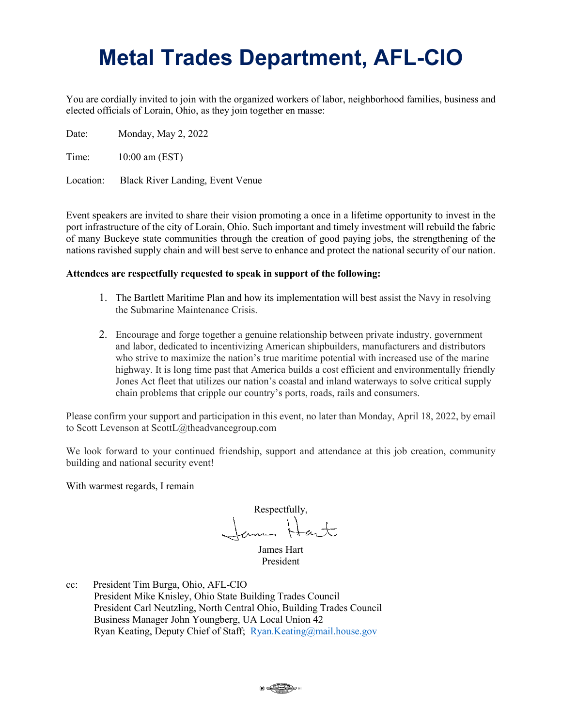# Metal Trades Department, AFL-CIO

You are cordially invited to join with the organized workers of labor, neighborhood families, business and elected officials of Lorain, Ohio, as they join together en masse:

Date: Monday, May 2, 2022

Time: 10:00 am (EST)

Location: Black River Landing, Event Venue

Event speakers are invited to share their vision promoting a once in a lifetime opportunity to invest in the port infrastructure of the city of Lorain, Ohio. Such important and timely investment will rebuild the fabric of many Buckeye state communities through the creation of good paying jobs, the strengthening of the nations ravished supply chain and will best serve to enhance and protect the national security of our nation.

**Attendees are respectfully requested to speak in support of the following:**

1. The Bartlett Maritime Plan and how its implementation will best assist the Navy in resolving the Submarine Maintenance Crisis.

2. Encourage and forge together a genuine relationship between private industry, government and labor, dedicated to incentivizing American shipbuilders, manufacturers and distributors who strive to maximize the nation's true maritime potential with increased use of the marine highway. It is long time past that America builds a cost efficient and environmentally friendly Jones Act fleet that utilizes our nation's coastal and inland waterways to solve critical supply chain problems that cripple our country's ports, roads, rails and consumers.

Please confirm your support and participation in this event, no later than Monday, April 18, 2022, by email to Scott Levenson at ScottL@theadvancegroup.com

We look forward to your continued friendship, support and attendance at this job creation, community building and national security event!

With warmest regards, I remain

Respectfully,

James Hart

James Hart
President

cc: President Tim Burga, Ohio, AFL-CIO
President Mike Knisley, Ohio State Building Trades Council
President Carl Neutzling, North Central Ohio, Building Trades Council
Business Manager John Youngberg, UA Local Union 42
Ryan Keating, Deputy Chief of Staff; Ryan.Keating@mail.house.gov